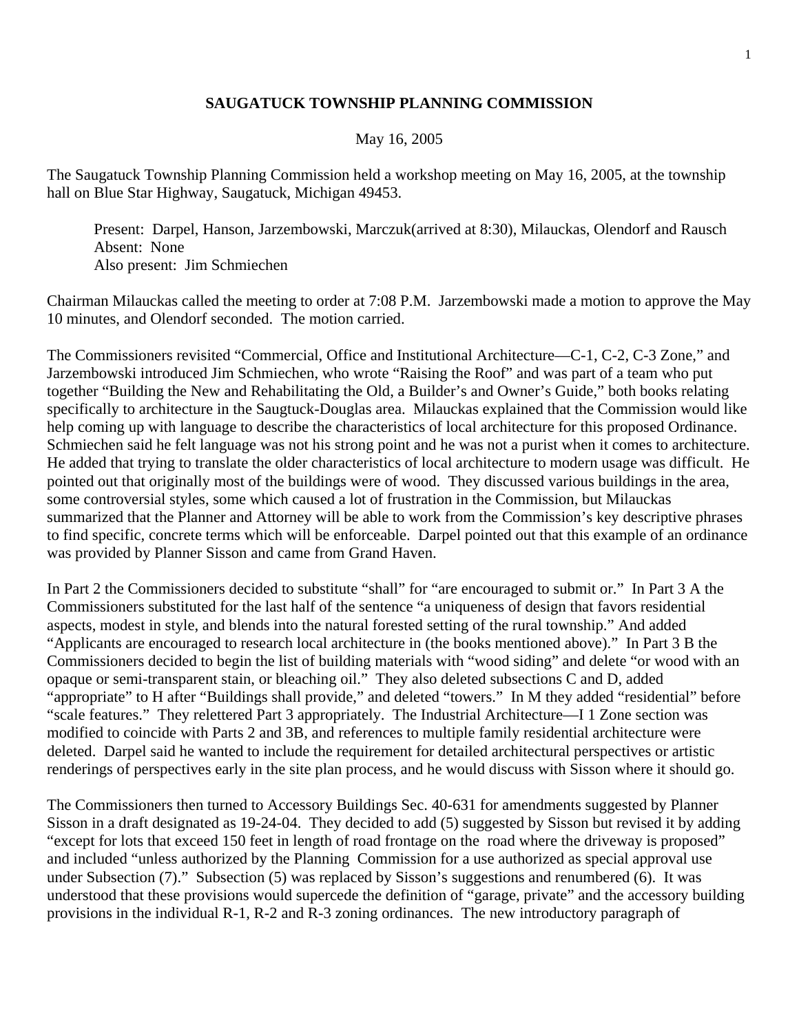**SAUGATUCK TOWNSHIP PLANNING COMMISSION**

May 16, 2005

The Saugatuck Township Planning Commission held a workshop meeting on May 16, 2005, at the township hall on Blue Star Highway, Saugatuck, Michigan 49453.

> Present: Darpel, Hanson, Jarzembowski, Marczuk(arrived at 8:30), Milauckas, Olendorf and Rausch
> Absent: None
> Also present: Jim Schmiechen

Chairman Milauckas called the meeting to order at 7:08 P.M. Jarzembowski made a motion to approve the May 10 minutes, and Olendorf seconded. The motion carried.

The Commissioners revisited "Commercial, Office and Institutional Architecture—C-1, C-2, C-3 Zone," and Jarzembowski introduced Jim Schmiechen, who wrote "Raising the Roof" and was part of a team who put together "Building the New and Rehabilitating the Old, a Builder's and Owner's Guide," both books relating specifically to architecture in the Saugtuck-Douglas area. Milauckas explained that the Commission would like help coming up with language to describe the characteristics of local architecture for this proposed Ordinance. Schmiechen said he felt language was not his strong point and he was not a purist when it comes to architecture. He added that trying to translate the older characteristics of local architecture to modern usage was difficult. He pointed out that originally most of the buildings were of wood. They discussed various buildings in the area, some controversial styles, some which caused a lot of frustration in the Commission, but Milauckas summarized that the Planner and Attorney will be able to work from the Commission's key descriptive phrases to find specific, concrete terms which will be enforceable. Darpel pointed out that this example of an ordinance was provided by Planner Sisson and came from Grand Haven.

In Part 2 the Commissioners decided to substitute "shall" for "are encouraged to submit or." In Part 3 A the Commissioners substituted for the last half of the sentence "a uniqueness of design that favors residential aspects, modest in style, and blends into the natural forested setting of the rural township." And added "Applicants are encouraged to research local architecture in (the books mentioned above)." In Part 3 B the Commissioners decided to begin the list of building materials with "wood siding" and delete "or wood with an opaque or semi-transparent stain, or bleaching oil." They also deleted subsections C and D, added "appropriate" to H after "Buildings shall provide," and deleted "towers." In M they added "residential" before "scale features." They relettered Part 3 appropriately. The Industrial Architecture—I 1 Zone section was modified to coincide with Parts 2 and 3B, and references to multiple family residential architecture were deleted. Darpel said he wanted to include the requirement for detailed architectural perspectives or artistic renderings of perspectives early in the site plan process, and he would discuss with Sisson where it should go.

The Commissioners then turned to Accessory Buildings Sec. 40-631 for amendments suggested by Planner Sisson in a draft designated as 19-24-04. They decided to add (5) suggested by Sisson but revised it by adding "except for lots that exceed 150 feet in length of road frontage on the road where the driveway is proposed" and included "unless authorized by the Planning Commission for a use authorized as special approval use under Subsection (7)." Subsection (5) was replaced by Sisson's suggestions and renumbered (6). It was understood that these provisions would supercede the definition of "garage, private" and the accessory building provisions in the individual R-1, R-2 and R-3 zoning ordinances. The new introductory paragraph of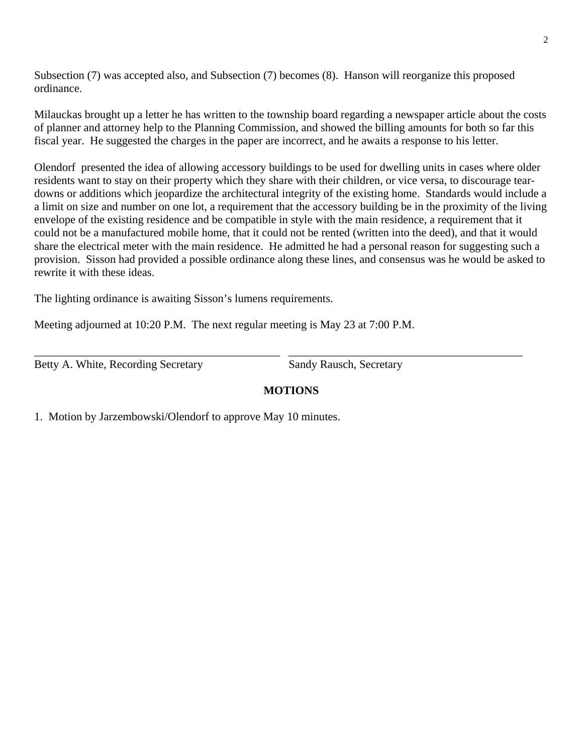Subsection (7) was accepted also, and Subsection (7) becomes (8). Hanson will reorganize this proposed ordinance.

Milauckas brought up a letter he has written to the township board regarding a newspaper article about the costs of planner and attorney help to the Planning Commission, and showed the billing amounts for both so far this fiscal year. He suggested the charges in the paper are incorrect, and he awaits a response to his letter.

Olendorf presented the idea of allowing accessory buildings to be used for dwelling units in cases where older residents want to stay on their property which they share with their children, or vice versa, to discourage tear-downs or additions which jeopardize the architectural integrity of the existing home. Standards would include a a limit on size and number on one lot, a requirement that the accessory building be in the proximity of the living envelope of the existing residence and be compatible in style with the main residence, a requirement that it could not be a manufactured mobile home, that it could not be rented (written into the deed), and that it would share the electrical meter with the main residence. He admitted he had a personal reason for suggesting such a provision. Sisson had provided a possible ordinance along these lines, and consensus was he would be asked to rewrite it with these ideas.

The lighting ordinance is awaiting Sisson's lumens requirements.

Meeting adjourned at 10:20 P.M. The next regular meeting is May 23 at 7:00 P.M.

_____________________________________________ _________________________________________

Betty A. White, Recording Secretary Sandy Rausch, Secretary

**MOTIONS**

1. Motion by Jarzembowski/Olendorf to approve May 10 minutes.